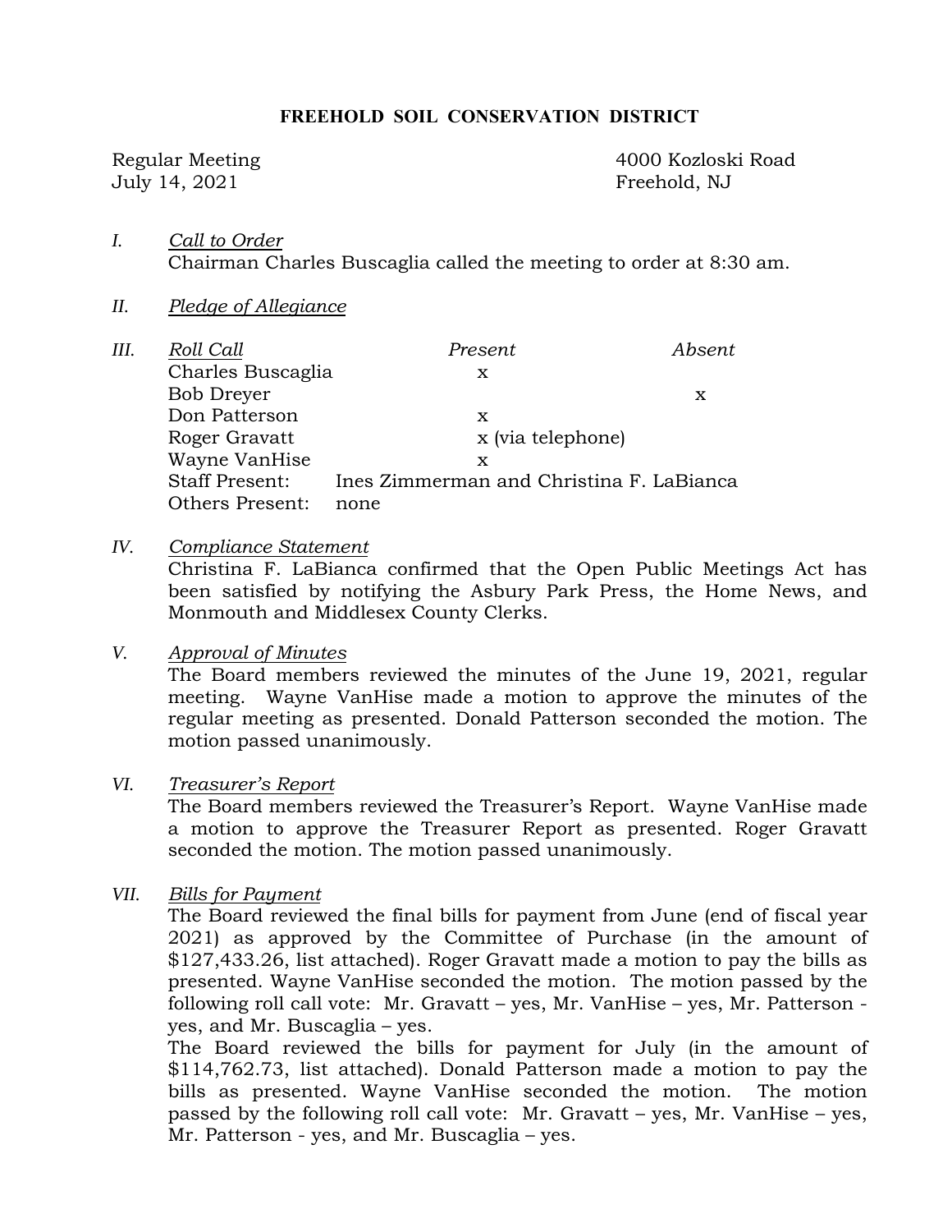# FREEHOLD SOIL CONSERVATION DISTRICT

Regular Meeting
July 14, 2021

4000 Kozloski Road
Freehold, NJ

*I.* *Call to Order*

Chairman Charles Buscaglia called the meeting to order at 8:30 am.

*II.* *Pledge of Allegiance*

*III.* *Roll Call*

| Roll Call | Present | Absent |
|---|---|---|
| Charles Buscaglia | x | |
| Bob Dreyer | | x |
| Don Patterson | x | |
| Roger Gravatt | x (via telephone) | |
| Wayne VanHise | x | |

Staff Present: Ines Zimmerman and Christina F. LaBianca
Others Present: none

*IV.* *Compliance Statement*

Christina F. LaBianca confirmed that the Open Public Meetings Act has been satisfied by notifying the Asbury Park Press, the Home News, and Monmouth and Middlesex County Clerks.

*V.* *Approval of Minutes*

The Board members reviewed the minutes of the June 19, 2021, regular meeting. Wayne VanHise made a motion to approve the minutes of the regular meeting as presented. Donald Patterson seconded the motion. The motion passed unanimously.

*VI.* *Treasurer's Report*

The Board members reviewed the Treasurer's Report. Wayne VanHise made a motion to approve the Treasurer Report as presented. Roger Gravatt seconded the motion. The motion passed unanimously.

*VII.* *Bills for Payment*

The Board reviewed the final bills for payment from June (end of fiscal year 2021) as approved by the Committee of Purchase (in the amount of $127,433.26, list attached). Roger Gravatt made a motion to pay the bills as presented. Wayne VanHise seconded the motion. The motion passed by the following roll call vote: Mr. Gravatt – yes, Mr. VanHise – yes, Mr. Patterson - yes, and Mr. Buscaglia – yes.

The Board reviewed the bills for payment for July (in the amount of $114,762.73, list attached). Donald Patterson made a motion to pay the bills as presented. Wayne VanHise seconded the motion. The motion passed by the following roll call vote: Mr. Gravatt – yes, Mr. VanHise – yes, Mr. Patterson - yes, and Mr. Buscaglia – yes.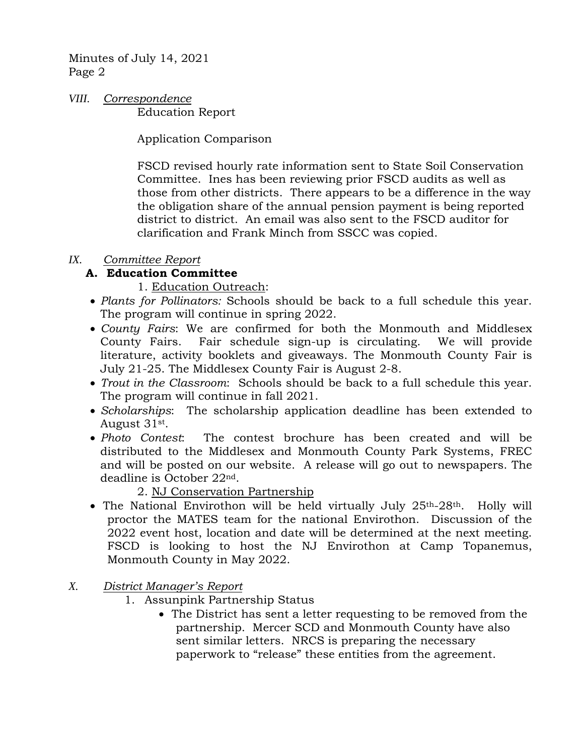*VIII. Correspondence*

Education Report

Application Comparison

FSCD revised hourly rate information sent to State Soil Conservation Committee. Ines has been reviewing prior FSCD audits as well as those from other districts. There appears to be a difference in the way the obligation share of the annual pension payment is being reported district to district. An email was also sent to the FSCD auditor for clarification and Frank Minch from SSCC was copied.

*IX. Committee Report*

**A. Education Committee**

1. Education Outreach:

- *Plants for Pollinators:* Schools should be back to a full schedule this year. The program will continue in spring 2022.
- *County Fairs*: We are confirmed for both the Monmouth and Middlesex County Fairs. Fair schedule sign-up is circulating. We will provide literature, activity booklets and giveaways. The Monmouth County Fair is July 21-25. The Middlesex County Fair is August 2-8.
- *Trout in the Classroom*: Schools should be back to a full schedule this year. The program will continue in fall 2021.
- *Scholarships*: The scholarship application deadline has been extended to August 31st.
- *Photo Contest*: The contest brochure has been created and will be distributed to the Middlesex and Monmouth County Park Systems, FREC and will be posted on our website. A release will go out to newspapers. The deadline is October 22nd.

2. NJ Conservation Partnership

- The National Envirothon will be held virtually July 25th-28th. Holly will proctor the MATES team for the national Envirothon. Discussion of the 2022 event host, location and date will be determined at the next meeting. FSCD is looking to host the NJ Envirothon at Camp Topanemus, Monmouth County in May 2022.

*X. District Manager's Report*

1. Assunpink Partnership Status
   - The District has sent a letter requesting to be removed from the partnership. Mercer SCD and Monmouth County have also sent similar letters. NRCS is preparing the necessary paperwork to "release" these entities from the agreement.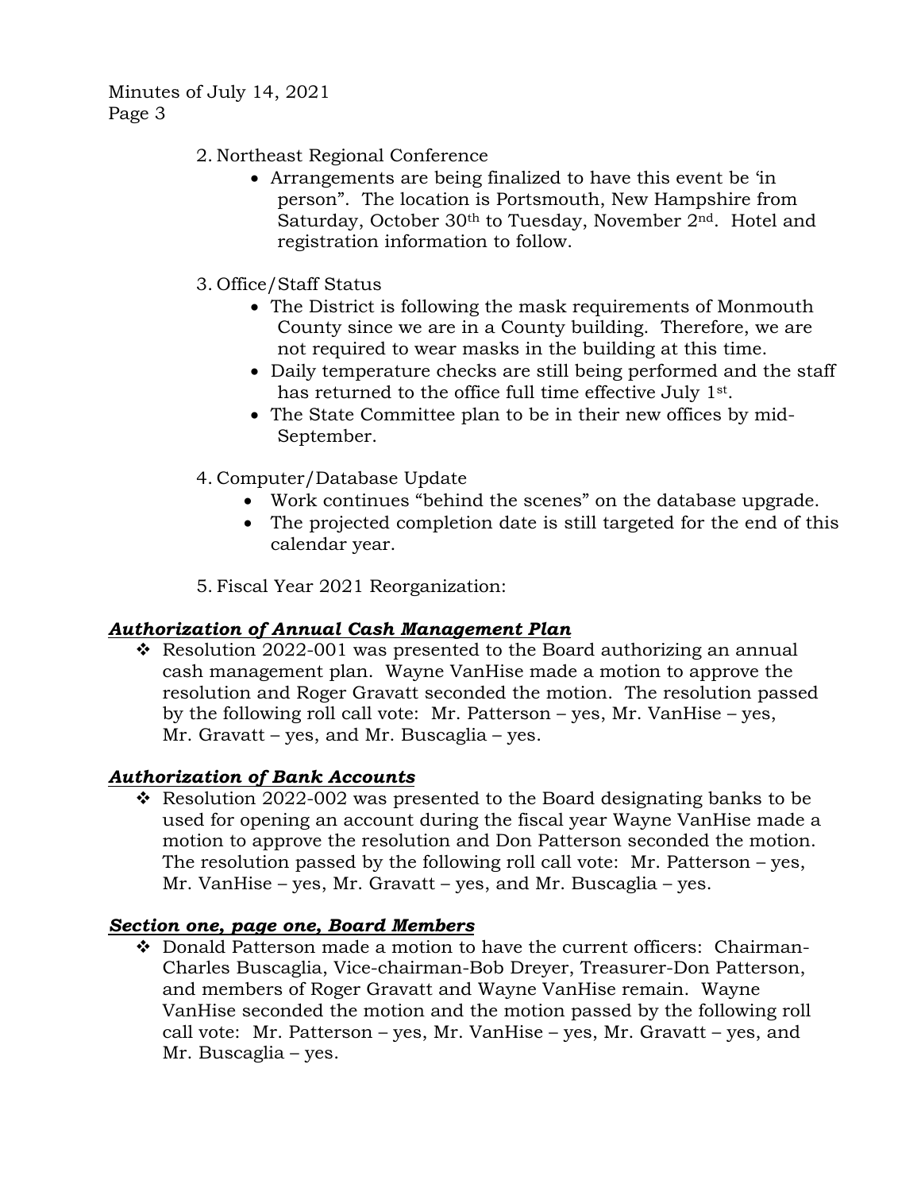2. Northeast Regional Conference
   - Arrangements are being finalized to have this event be 'in person". The location is Portsmouth, New Hampshire from Saturday, October 30th to Tuesday, November 2nd. Hotel and registration information to follow.

3. Office/Staff Status
   - The District is following the mask requirements of Monmouth County since we are in a County building. Therefore, we are not required to wear masks in the building at this time.
   - Daily temperature checks are still being performed and the staff has returned to the office full time effective July 1st.
   - The State Committee plan to be in their new offices by mid-September.

4. Computer/Database Update
   - Work continues "behind the scenes" on the database upgrade.
   - The projected completion date is still targeted for the end of this calendar year.

5. Fiscal Year 2021 Reorganization:

***Authorization of Annual Cash Management Plan***

- Resolution 2022-001 was presented to the Board authorizing an annual cash management plan. Wayne VanHise made a motion to approve the resolution and Roger Gravatt seconded the motion. The resolution passed by the following roll call vote: Mr. Patterson – yes, Mr. VanHise – yes, Mr. Gravatt – yes, and Mr. Buscaglia – yes.

***Authorization of Bank Accounts***

- Resolution 2022-002 was presented to the Board designating banks to be used for opening an account during the fiscal year Wayne VanHise made a motion to approve the resolution and Don Patterson seconded the motion. The resolution passed by the following roll call vote: Mr. Patterson – yes, Mr. VanHise – yes, Mr. Gravatt – yes, and Mr. Buscaglia – yes.

***Section one, page one, Board Members***

- Donald Patterson made a motion to have the current officers: Chairman-Charles Buscaglia, Vice-chairman-Bob Dreyer, Treasurer-Don Patterson, and members of Roger Gravatt and Wayne VanHise remain. Wayne VanHise seconded the motion and the motion passed by the following roll call vote: Mr. Patterson – yes, Mr. VanHise – yes, Mr. Gravatt – yes, and Mr. Buscaglia – yes.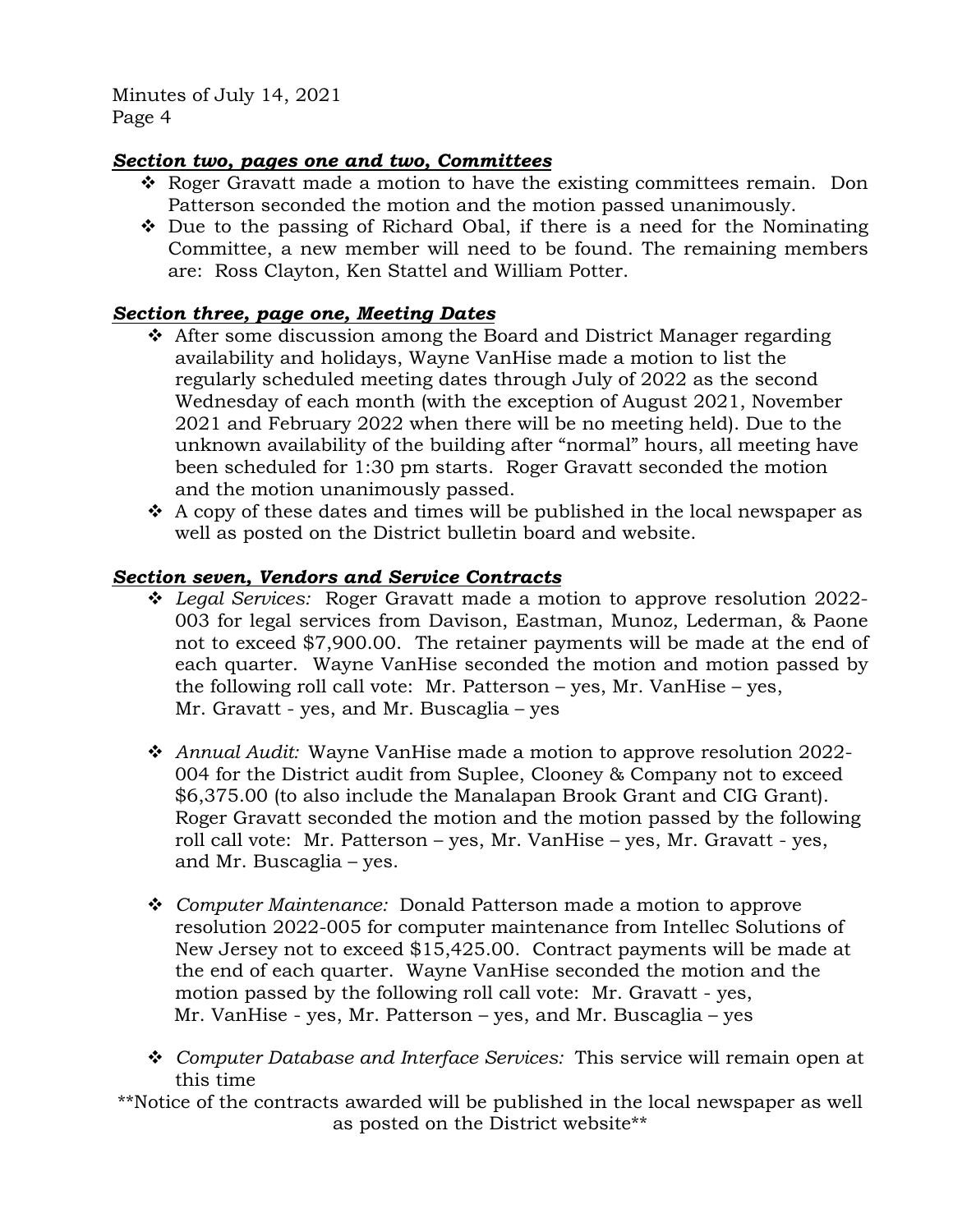### ***Section two, pages one and two, Committees***

- Roger Gravatt made a motion to have the existing committees remain. Don Patterson seconded the motion and the motion passed unanimously.
- Due to the passing of Richard Obal, if there is a need for the Nominating Committee, a new member will need to be found. The remaining members are: Ross Clayton, Ken Stattel and William Potter.

### ***Section three, page one, Meeting Dates***

- After some discussion among the Board and District Manager regarding availability and holidays, Wayne VanHise made a motion to list the regularly scheduled meeting dates through July of 2022 as the second Wednesday of each month (with the exception of August 2021, November 2021 and February 2022 when there will be no meeting held). Due to the unknown availability of the building after "normal" hours, all meeting have been scheduled for 1:30 pm starts. Roger Gravatt seconded the motion and the motion unanimously passed.
- A copy of these dates and times will be published in the local newspaper as well as posted on the District bulletin board and website.

### ***Section seven, Vendors and Service Contracts***

- *Legal Services:* Roger Gravatt made a motion to approve resolution 2022-003 for legal services from Davison, Eastman, Munoz, Lederman, & Paone not to exceed $7,900.00. The retainer payments will be made at the end of each quarter. Wayne VanHise seconded the motion and motion passed by the following roll call vote: Mr. Patterson – yes, Mr. VanHise – yes, Mr. Gravatt - yes, and Mr. Buscaglia – yes

- *Annual Audit:* Wayne VanHise made a motion to approve resolution 2022-004 for the District audit from Suplee, Clooney & Company not to exceed $6,375.00 (to also include the Manalapan Brook Grant and CIG Grant). Roger Gravatt seconded the motion and the motion passed by the following roll call vote: Mr. Patterson – yes, Mr. VanHise – yes, Mr. Gravatt - yes, and Mr. Buscaglia – yes.

- *Computer Maintenance:* Donald Patterson made a motion to approve resolution 2022-005 for computer maintenance from Intellec Solutions of New Jersey not to exceed $15,425.00. Contract payments will be made at the end of each quarter. Wayne VanHise seconded the motion and the motion passed by the following roll call vote: Mr. Gravatt - yes, Mr. VanHise - yes, Mr. Patterson – yes, and Mr. Buscaglia – yes

- *Computer Database and Interface Services:* This service will remain open at this time

**Notice of the contracts awarded will be published in the local newspaper as well as posted on the District website**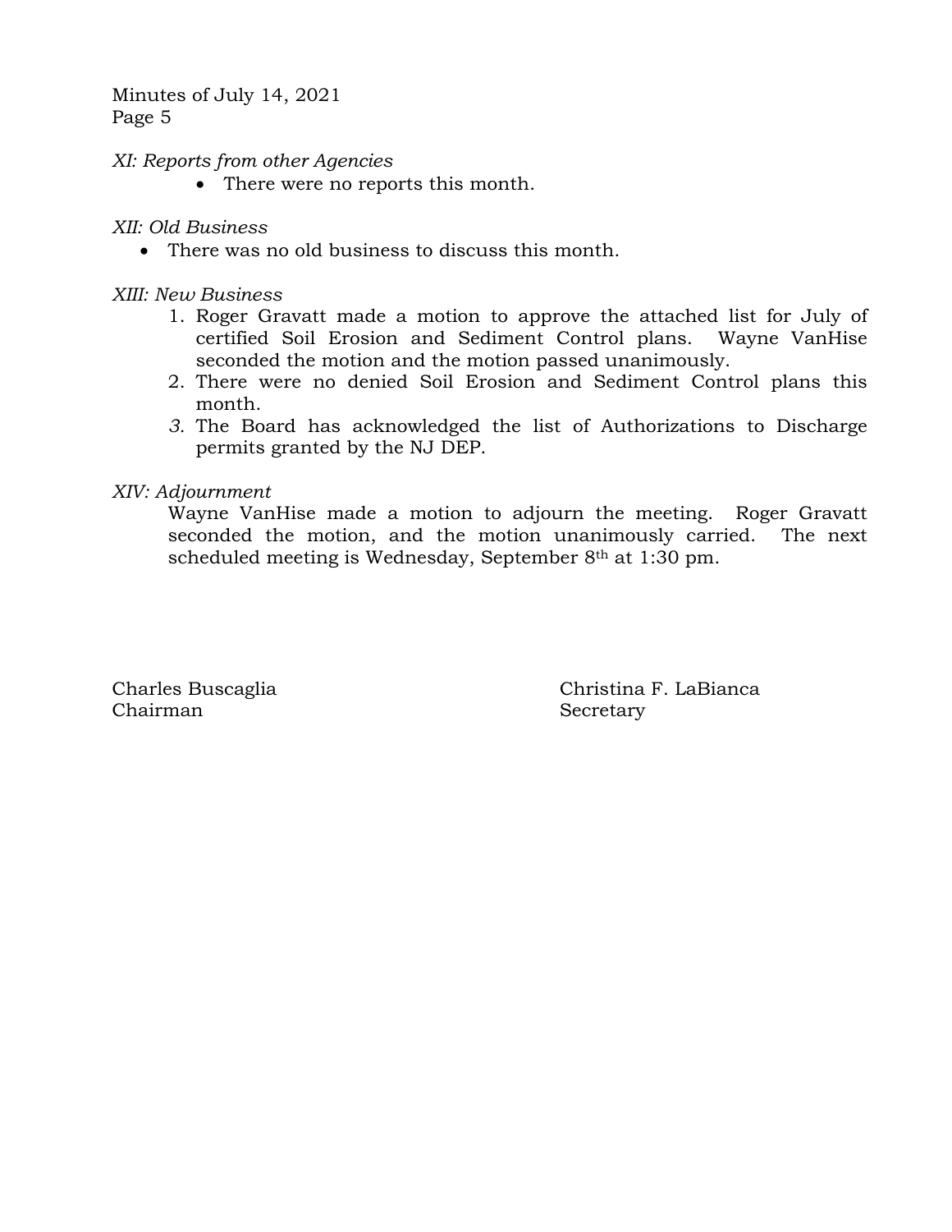*XI: Reports from other Agencies*

- There were no reports this month.

*XII: Old Business*

- There was no old business to discuss this month.

*XIII: New Business*

1. Roger Gravatt made a motion to approve the attached list for July of certified Soil Erosion and Sediment Control plans. Wayne VanHise seconded the motion and the motion passed unanimously.
2. There were no denied Soil Erosion and Sediment Control plans this month.
3. The Board has acknowledged the list of Authorizations to Discharge permits granted by the NJ DEP.

*XIV: Adjournment*

Wayne VanHise made a motion to adjourn the meeting. Roger Gravatt seconded the motion, and the motion unanimously carried. The next scheduled meeting is Wednesday, September 8th at 1:30 pm.

Charles Buscaglia
Chairman

Christina F. LaBianca
Secretary